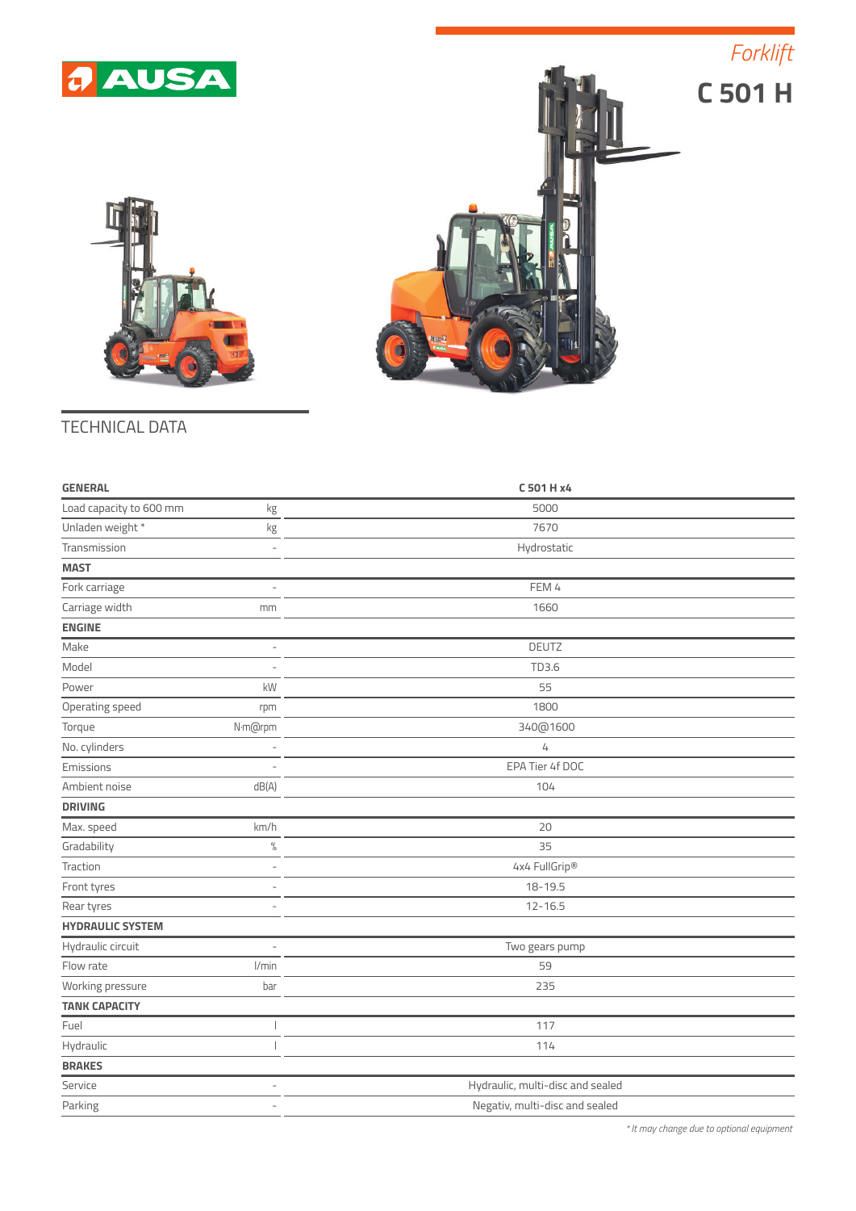AUSA

*Forklift*

# C 501 H

## TECHNICAL DATA

| GENERAL | | C 501 H x4 |
|---|---|---|
| Load capacity to 600 mm | kg | 5000 |
| Unladen weight * | kg | 7670 |
| Transmission | - | Hydrostatic |
| **MAST** | | |
| Fork carriage | - | FEM 4 |
| Carriage width | mm | 1660 |
| **ENGINE** | | |
| Make | - | DEUTZ |
| Model | - | TD3.6 |
| Power | kW | 55 |
| Operating speed | rpm | 1800 |
| Torque | N·m@rpm | 340@1600 |
| No. cylinders | - | 4 |
| Emissions | - | EPA Tier 4f DOC |
| Ambient noise | dB(A) | 104 |
| **DRIVING** | | |
| Max. speed | km/h | 20 |
| Gradability | % | 35 |
| Traction | - | 4x4 FullGrip® |
| Front tyres | - | 18-19.5 |
| Rear tyres | - | 12-16.5 |
| **HYDRAULIC SYSTEM** | | |
| Hydraulic circuit | - | Two gears pump |
| Flow rate | l/min | 59 |
| Working pressure | bar | 235 |
| **TANK CAPACITY** | | |
| Fuel | l | 117 |
| Hydraulic | l | 114 |
| **BRAKES** | | |
| Service | - | Hydraulic, multi-disc and sealed |
| Parking | - | Negativ, multi-disc and sealed |

*\* It may change due to optional equipment*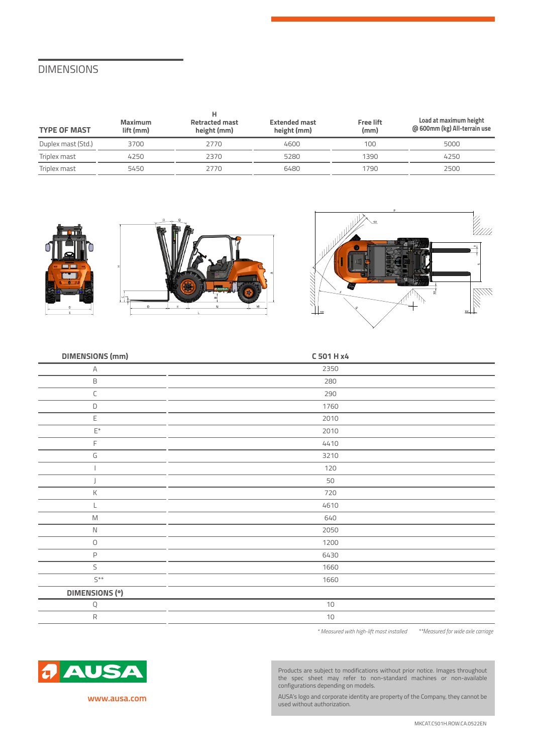## DIMENSIONS

| TYPE OF MAST | Maximum lift (mm) | H Retracted mast height (mm) | Extended mast height (mm) | Free lift (mm) | Load at maximum height @ 600mm (kg) All-terrain use |
|---|---|---|---|---|---|
| Duplex mast (Std.) | 3700 | 2770 | 4600 | 100 | 5000 |
| Triplex mast | 4250 | 2370 | 5280 | 1390 | 4250 |
| Triplex mast | 5450 | 2770 | 6480 | 1790 | 2500 |

| DIMENSIONS (mm) | C 501 H x4 |
|---|---|
| A | 2350 |
| B | 280 |
| C | 290 |
| D | 1760 |
| E | 2010 |
| E* | 2010 |
| F | 4410 |
| G | 3210 |
| I | 120 |
| J | 50 |
| K | 720 |
| L | 4610 |
| M | 640 |
| N | 2050 |
| O | 1200 |
| P | 6430 |
| S | 1660 |
| S** | 1660 |
| **DIMENSIONS (°)** | |
| Q | 10 |
| R | 10 |

*\* Measured with high-lift mast installed* *\*\*Measured for wide axle carriage*

www.ausa.com

Products are subject to modifications without prior notice. Images throughout the spec sheet may refer to non-standard machines or non-available configurations depending on models.

AUSA's logo and corporate identity are property of the Company, they cannot be used without authorization.

MKCAT.C501H.ROW.CA.0522EN